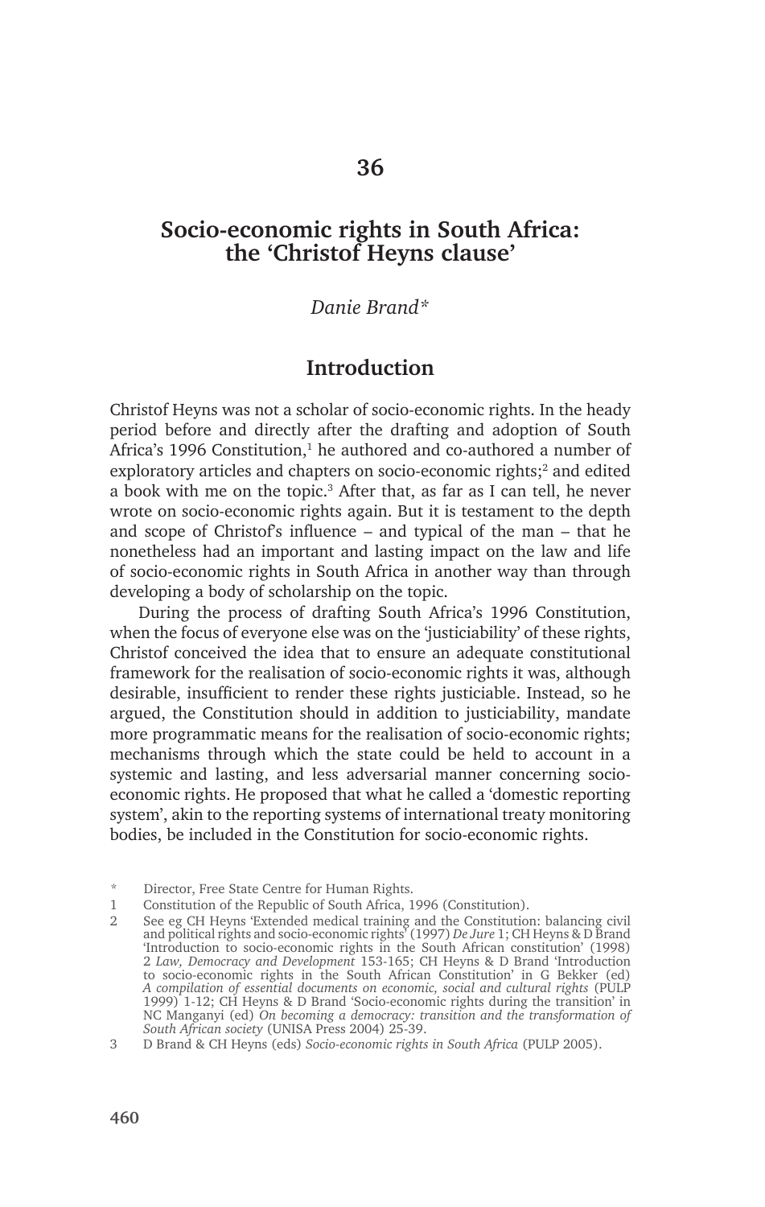# 36

# Socio-economic rights in South Africa: the 'Christof Heyns clause'

*Danie Brand\**

## Introduction

Christof Heyns was not a scholar of socio-economic rights. In the heady period before and directly after the drafting and adoption of South Africa's 1996 Constitution,[1] he authored and co-authored a number of exploratory articles and chapters on socio-economic rights;[2] and edited a book with me on the topic.[3] After that, as far as I can tell, he never wrote on socio-economic rights again. But it is testament to the depth and scope of Christof's influence – and typical of the man – that he nonetheless had an important and lasting impact on the law and life of socio-economic rights in South Africa in another way than through developing a body of scholarship on the topic.

During the process of drafting South Africa's 1996 Constitution, when the focus of everyone else was on the 'justiciability' of these rights, Christof conceived the idea that to ensure an adequate constitutional framework for the realisation of socio-economic rights it was, although desirable, insufficient to render these rights justiciable. Instead, so he argued, the Constitution should in addition to justiciability, mandate more programmatic means for the realisation of socio-economic rights; mechanisms through which the state could be held to account in a systemic and lasting, and less adversarial manner concerning socio-economic rights. He proposed that what he called a 'domestic reporting system', akin to the reporting systems of international treaty monitoring bodies, be included in the Constitution for socio-economic rights.

---

\* Director, Free State Centre for Human Rights.

1 Constitution of the Republic of South Africa, 1996 (Constitution).

2 See eg CH Heyns 'Extended medical training and the Constitution: balancing civil and political rights and socio-economic rights' (1997) *De Jure* 1; CH Heyns & D Brand 'Introduction to socio-economic rights in the South African constitution' (1998) 2 *Law, Democracy and Development* 153-165; CH Heyns & D Brand 'Introduction to socio-economic rights in the South African Constitution' in G Bekker (ed) *A compilation of essential documents on economic, social and cultural rights* (PULP 1999) 1-12; CH Heyns & D Brand 'Socio-economic rights during the transition' in NC Manganyi (ed) *On becoming a democracy: transition and the transformation of South African society* (UNISA Press 2004) 25-39.

3 D Brand & CH Heyns (eds) *Socio-economic rights in South Africa* (PULP 2005).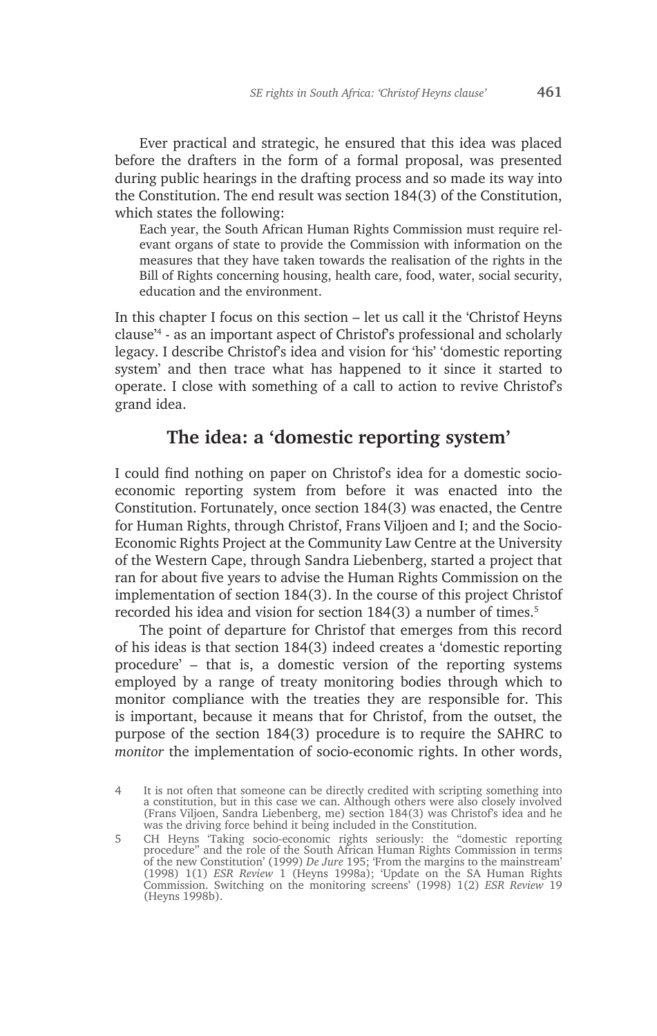Ever practical and strategic, he ensured that this idea was placed before the drafters in the form of a formal proposal, was presented during public hearings in the drafting process and so made its way into the Constitution. The end result was section 184(3) of the Constitution, which states the following:

> Each year, the South African Human Rights Commission must require relevant organs of state to provide the Commission with information on the measures that they have taken towards the realisation of the rights in the Bill of Rights concerning housing, health care, food, water, social security, education and the environment.

In this chapter I focus on this section – let us call it the 'Christof Heyns clause'[4] - as an important aspect of Christof's professional and scholarly legacy. I describe Christof's idea and vision for 'his' 'domestic reporting system' and then trace what has happened to it since it started to operate. I close with something of a call to action to revive Christof's grand idea.

## The idea: a 'domestic reporting system'

I could find nothing on paper on Christof's idea for a domestic socio-economic reporting system from before it was enacted into the Constitution. Fortunately, once section 184(3) was enacted, the Centre for Human Rights, through Christof, Frans Viljoen and I; and the Socio-Economic Rights Project at the Community Law Centre at the University of the Western Cape, through Sandra Liebenberg, started a project that ran for about five years to advise the Human Rights Commission on the implementation of section 184(3). In the course of this project Christof recorded his idea and vision for section 184(3) a number of times.[5]

The point of departure for Christof that emerges from this record of his ideas is that section 184(3) indeed creates a 'domestic reporting procedure' – that is, a domestic version of the reporting systems employed by a range of treaty monitoring bodies through which to monitor compliance with the treaties they are responsible for. This is important, because it means that for Christof, from the outset, the purpose of the section 184(3) procedure is to require the SAHRC to *monitor* the implementation of socio-economic rights. In other words,

---

4 It is not often that someone can be directly credited with scripting something into a constitution, but in this case we can. Although others were also closely involved (Frans Viljoen, Sandra Liebenberg, me) section 184(3) was Christof's idea and he was the driving force behind it being included in the Constitution.

5 CH Heyns 'Taking socio-economic rights seriously: the "domestic reporting procedure" and the role of the South African Human Rights Commission in terms of the new Constitution' (1999) *De Jure* 195; 'From the margins to the mainstream' (1998) 1(1) *ESR Review* 1 (Heyns 1998a); 'Update on the SA Human Rights Commission. Switching on the monitoring screens' (1998) 1(2) *ESR Review* 19 (Heyns 1998b).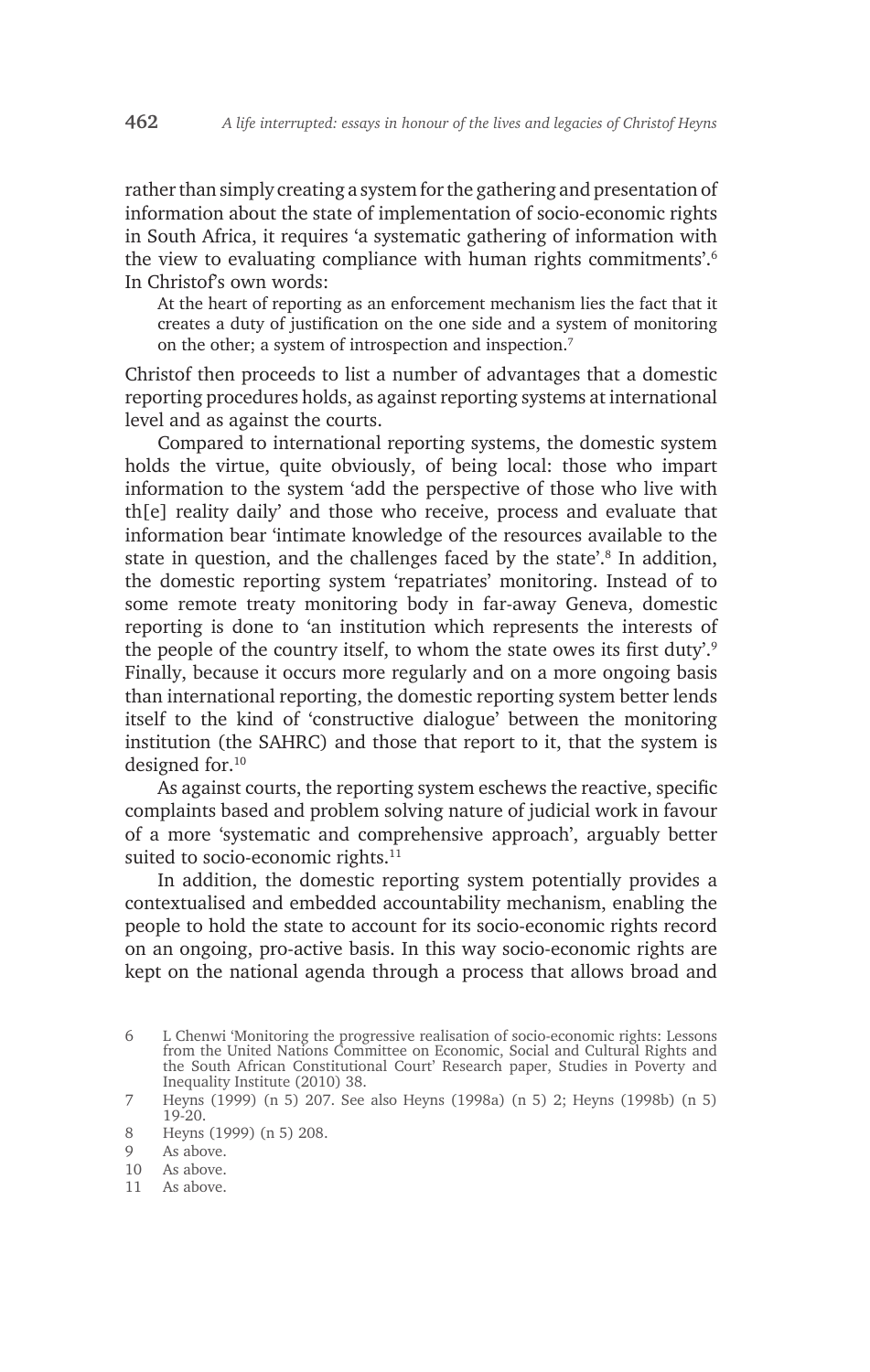rather than simply creating a system for the gathering and presentation of information about the state of implementation of socio-economic rights in South Africa, it requires 'a systematic gathering of information with the view to evaluating compliance with human rights commitments'.[6] In Christof's own words:

> At the heart of reporting as an enforcement mechanism lies the fact that it creates a duty of justification on the one side and a system of monitoring on the other; a system of introspection and inspection.[7]

Christof then proceeds to list a number of advantages that a domestic reporting procedures holds, as against reporting systems at international level and as against the courts.

Compared to international reporting systems, the domestic system holds the virtue, quite obviously, of being local: those who impart information to the system 'add the perspective of those who live with th[e] reality daily' and those who receive, process and evaluate that information bear 'intimate knowledge of the resources available to the state in question, and the challenges faced by the state'.[8] In addition, the domestic reporting system 'repatriates' monitoring. Instead of to some remote treaty monitoring body in far-away Geneva, domestic reporting is done to 'an institution which represents the interests of the people of the country itself, to whom the state owes its first duty'.[9] Finally, because it occurs more regularly and on a more ongoing basis than international reporting, the domestic reporting system better lends itself to the kind of 'constructive dialogue' between the monitoring institution (the SAHRC) and those that report to it, that the system is designed for.[10]

As against courts, the reporting system eschews the reactive, specific complaints based and problem solving nature of judicial work in favour of a more 'systematic and comprehensive approach', arguably better suited to socio-economic rights.[11]

In addition, the domestic reporting system potentially provides a contextualised and embedded accountability mechanism, enabling the people to hold the state to account for its socio-economic rights record on an ongoing, pro-active basis. In this way socio-economic rights are kept on the national agenda through a process that allows broad and

6 L Chenwi 'Monitoring the progressive realisation of socio-economic rights: Lessons from the United Nations Committee on Economic, Social and Cultural Rights and the South African Constitutional Court' Research paper, Studies in Poverty and Inequality Institute (2010) 38.

7 Heyns (1999) (n 5) 207. See also Heyns (1998a) (n 5) 2; Heyns (1998b) (n 5) 19-20.

8 Heyns (1999) (n 5) 208.

9 As above.

10 As above.

11 As above.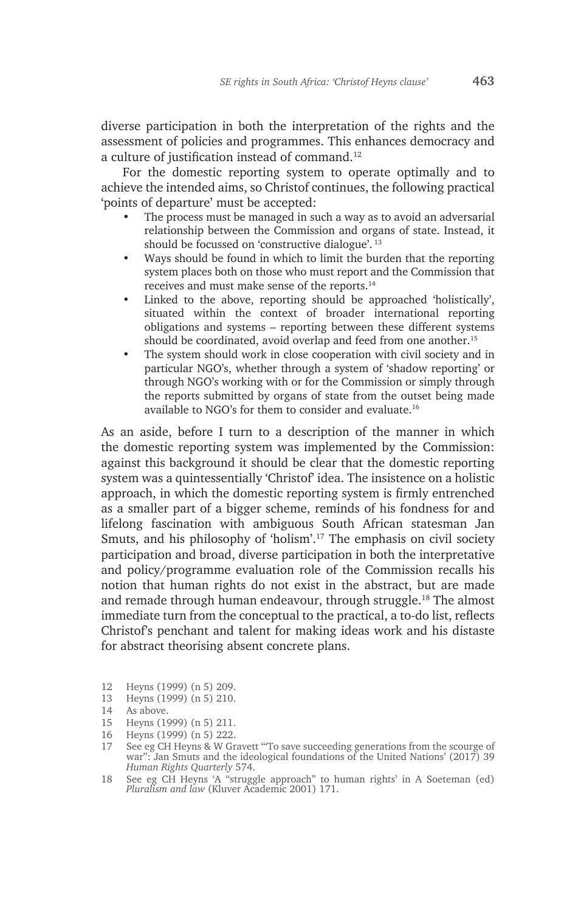diverse participation in both the interpretation of the rights and the assessment of policies and programmes. This enhances democracy and a culture of justification instead of command.[12]

For the domestic reporting system to operate optimally and to achieve the intended aims, so Christof continues, the following practical 'points of departure' must be accepted:

- The process must be managed in such a way as to avoid an adversarial relationship between the Commission and organs of state. Instead, it should be focussed on 'constructive dialogue'. [13]
- Ways should be found in which to limit the burden that the reporting system places both on those who must report and the Commission that receives and must make sense of the reports.[14]
- Linked to the above, reporting should be approached 'holistically', situated within the context of broader international reporting obligations and systems – reporting between these different systems should be coordinated, avoid overlap and feed from one another.[15]
- The system should work in close cooperation with civil society and in particular NGO's, whether through a system of 'shadow reporting' or through NGO's working with or for the Commission or simply through the reports submitted by organs of state from the outset being made available to NGO's for them to consider and evaluate.[16]

As an aside, before I turn to a description of the manner in which the domestic reporting system was implemented by the Commission: against this background it should be clear that the domestic reporting system was a quintessentially 'Christof' idea. The insistence on a holistic approach, in which the domestic reporting system is firmly entrenched as a smaller part of a bigger scheme, reminds of his fondness for and lifelong fascination with ambiguous South African statesman Jan Smuts, and his philosophy of 'holism'.[17] The emphasis on civil society participation and broad, diverse participation in both the interpretative and policy/programme evaluation role of the Commission recalls his notion that human rights do not exist in the abstract, but are made and remade through human endeavour, through struggle.[18] The almost immediate turn from the conceptual to the practical, a to-do list, reflects Christof's penchant and talent for making ideas work and his distaste for abstract theorising absent concrete plans.

12 Heyns (1999) (n 5) 209.

13 Heyns (1999) (n 5) 210.

14 As above.

15 Heyns (1999) (n 5) 211.

16 Heyns (1999) (n 5) 222.

17 See eg CH Heyns & W Gravett '"To save succeeding generations from the scourge of war": Jan Smuts and the ideological foundations of the United Nations' (2017) 39 *Human Rights Quarterly* 574.

18 See eg CH Heyns 'A "struggle approach" to human rights' in A Soeteman (ed) *Pluralism and law* (Kluver Academic 2001) 171.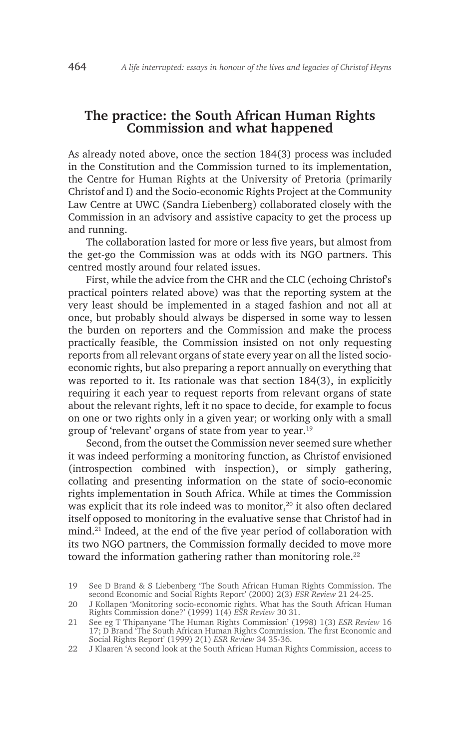## The practice: the South African Human Rights Commission and what happened

As already noted above, once the section 184(3) process was included in the Constitution and the Commission turned to its implementation, the Centre for Human Rights at the University of Pretoria (primarily Christof and I) and the Socio-economic Rights Project at the Community Law Centre at UWC (Sandra Liebenberg) collaborated closely with the Commission in an advisory and assistive capacity to get the process up and running.

The collaboration lasted for more or less five years, but almost from the get-go the Commission was at odds with its NGO partners. This centred mostly around four related issues.

First, while the advice from the CHR and the CLC (echoing Christof's practical pointers related above) was that the reporting system at the very least should be implemented in a staged fashion and not all at once, but probably should always be dispersed in some way to lessen the burden on reporters and the Commission and make the process practically feasible, the Commission insisted on not only requesting reports from all relevant organs of state every year on all the listed socio-economic rights, but also preparing a report annually on everything that was reported to it. Its rationale was that section 184(3), in explicitly requiring it each year to request reports from relevant organs of state about the relevant rights, left it no space to decide, for example to focus on one or two rights only in a given year; or working only with a small group of 'relevant' organs of state from year to year.[19]

Second, from the outset the Commission never seemed sure whether it was indeed performing a monitoring function, as Christof envisioned (introspection combined with inspection), or simply gathering, collating and presenting information on the state of socio-economic rights implementation in South Africa. While at times the Commission was explicit that its role indeed was to monitor,[20] it also often declared itself opposed to monitoring in the evaluative sense that Christof had in mind.[21] Indeed, at the end of the five year period of collaboration with its two NGO partners, the Commission formally decided to move more toward the information gathering rather than monitoring role.[22]

---

19 See D Brand & S Liebenberg 'The South African Human Rights Commission. The second Economic and Social Rights Report' (2000) 2(3) *ESR Review* 21 24-25.

20 J Kollapen 'Monitoring socio-economic rights. What has the South African Human Rights Commission done?' (1999) 1(4) *ESR Review* 30 31.

21 See eg T Thipanyane 'The Human Rights Commission' (1998) 1(3) *ESR Review* 16 17; D Brand 'The South African Human Rights Commission. The first Economic and Social Rights Report' (1999) 2(1) *ESR Review* 34 35-36.

22 J Klaaren 'A second look at the South African Human Rights Commission, access to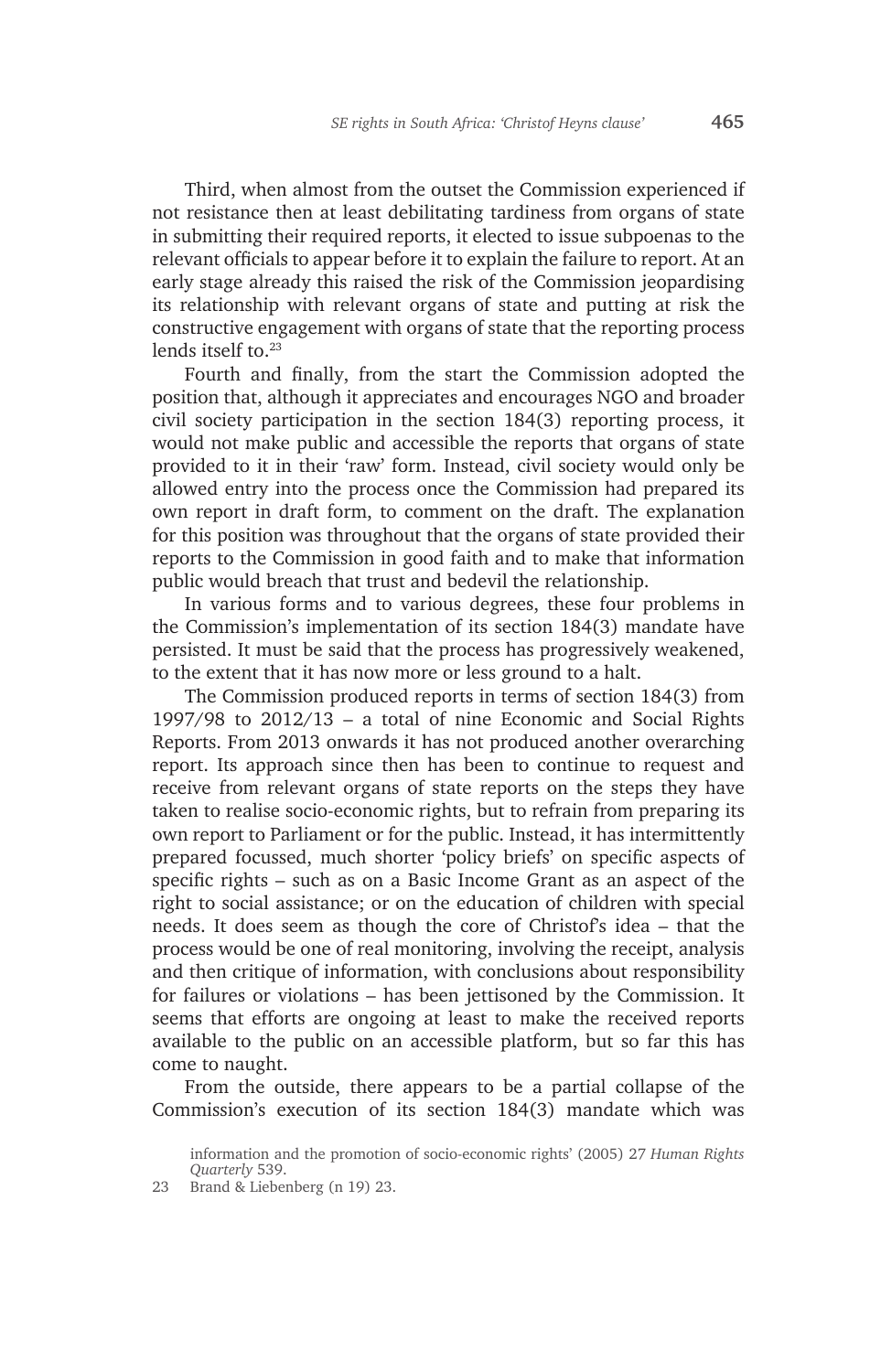Third, when almost from the outset the Commission experienced if not resistance then at least debilitating tardiness from organs of state in submitting their required reports, it elected to issue subpoenas to the relevant officials to appear before it to explain the failure to report. At an early stage already this raised the risk of the Commission jeopardising its relationship with relevant organs of state and putting at risk the constructive engagement with organs of state that the reporting process lends itself to.[23]

Fourth and finally, from the start the Commission adopted the position that, although it appreciates and encourages NGO and broader civil society participation in the section 184(3) reporting process, it would not make public and accessible the reports that organs of state provided to it in their 'raw' form. Instead, civil society would only be allowed entry into the process once the Commission had prepared its own report in draft form, to comment on the draft. The explanation for this position was throughout that the organs of state provided their reports to the Commission in good faith and to make that information public would breach that trust and bedevil the relationship.

In various forms and to various degrees, these four problems in the Commission's implementation of its section 184(3) mandate have persisted. It must be said that the process has progressively weakened, to the extent that it has now more or less ground to a halt.

The Commission produced reports in terms of section 184(3) from 1997/98 to 2012/13 – a total of nine Economic and Social Rights Reports. From 2013 onwards it has not produced another overarching report. Its approach since then has been to continue to request and receive from relevant organs of state reports on the steps they have taken to realise socio-economic rights, but to refrain from preparing its own report to Parliament or for the public. Instead, it has intermittently prepared focussed, much shorter 'policy briefs' on specific aspects of specific rights – such as on a Basic Income Grant as an aspect of the right to social assistance; or on the education of children with special needs. It does seem as though the core of Christof's idea – that the process would be one of real monitoring, involving the receipt, analysis and then critique of information, with conclusions about responsibility for failures or violations – has been jettisoned by the Commission. It seems that efforts are ongoing at least to make the received reports available to the public on an accessible platform, but so far this has come to naught.

From the outside, there appears to be a partial collapse of the Commission's execution of its section 184(3) mandate which was

information and the promotion of socio-economic rights' (2005) 27 *Human Rights Quarterly* 539.

23 Brand & Liebenberg (n 19) 23.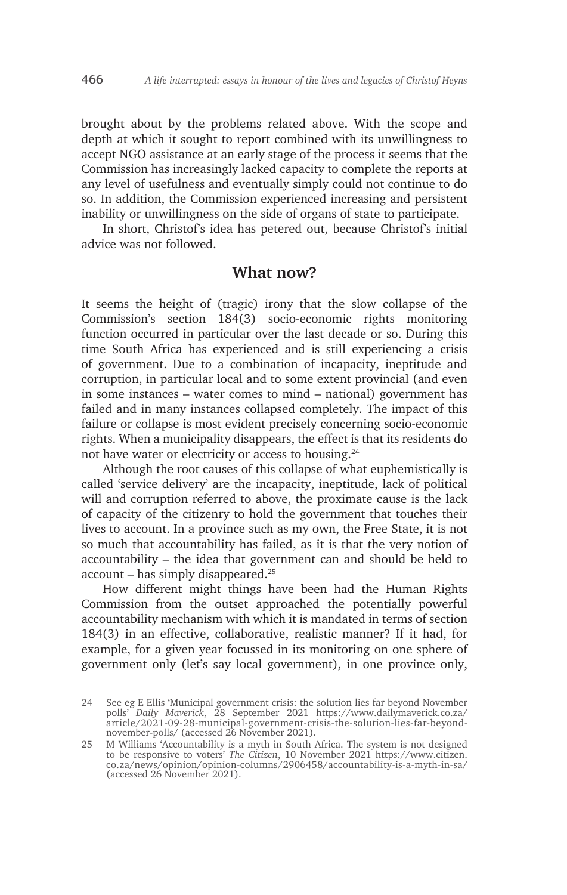brought about by the problems related above. With the scope and depth at which it sought to report combined with its unwillingness to accept NGO assistance at an early stage of the process it seems that the Commission has increasingly lacked capacity to complete the reports at any level of usefulness and eventually simply could not continue to do so. In addition, the Commission experienced increasing and persistent inability or unwillingness on the side of organs of state to participate.

In short, Christof's idea has petered out, because Christof's initial advice was not followed.

## What now?

It seems the height of (tragic) irony that the slow collapse of the Commission's section 184(3) socio-economic rights monitoring function occurred in particular over the last decade or so. During this time South Africa has experienced and is still experiencing a crisis of government. Due to a combination of incapacity, ineptitude and corruption, in particular local and to some extent provincial (and even in some instances – water comes to mind – national) government has failed and in many instances collapsed completely. The impact of this failure or collapse is most evident precisely concerning socio-economic rights. When a municipality disappears, the effect is that its residents do not have water or electricity or access to housing.[24]

Although the root causes of this collapse of what euphemistically is called 'service delivery' are the incapacity, ineptitude, lack of political will and corruption referred to above, the proximate cause is the lack of capacity of the citizenry to hold the government that touches their lives to account. In a province such as my own, the Free State, it is not so much that accountability has failed, as it is that the very notion of accountability – the idea that government can and should be held to account – has simply disappeared.[25]

How different might things have been had the Human Rights Commission from the outset approached the potentially powerful accountability mechanism with which it is mandated in terms of section 184(3) in an effective, collaborative, realistic manner? If it had, for example, for a given year focussed in its monitoring on one sphere of government only (let's say local government), in one province only,

---

24 See eg E Ellis 'Municipal government crisis: the solution lies far beyond November polls' *Daily Maverick*, 28 September 2021 https://www.dailymaverick.co.za/article/2021-09-28-municipal-government-crisis-the-solution-lies-far-beyond-november-polls/ (accessed 26 November 2021).

25 M Williams 'Accountability is a myth in South Africa. The system is not designed to be responsive to voters' *The Citizen*, 10 November 2021 https://www.citizen.co.za/news/opinion/opinion-columns/2906458/accountability-is-a-myth-in-sa/ (accessed 26 November 2021).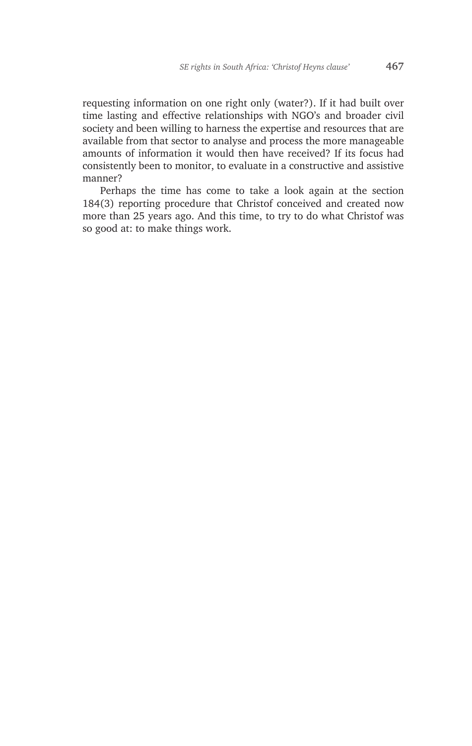requesting information on one right only (water?). If it had built over time lasting and effective relationships with NGO's and broader civil society and been willing to harness the expertise and resources that are available from that sector to analyse and process the more manageable amounts of information it would then have received? If its focus had consistently been to monitor, to evaluate in a constructive and assistive manner?

Perhaps the time has come to take a look again at the section 184(3) reporting procedure that Christof conceived and created now more than 25 years ago. And this time, to try to do what Christof was so good at: to make things work.